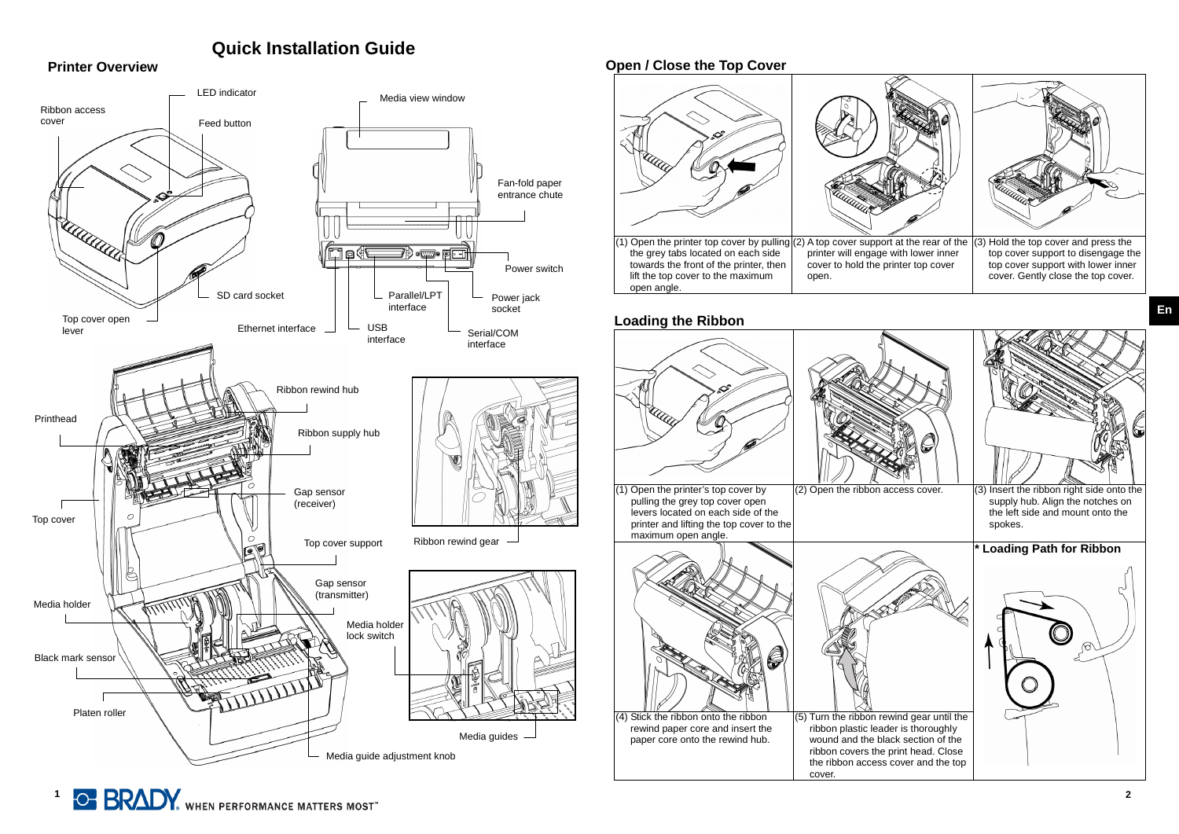# Quick Installation Guide

## Printer Overview

LED indicator

Ribbon access cover

Feed button

Media view window

Fan-fold paper entrance chute

Power switch

SD card socket

Parallel/LPT interface

Power jack socket

Top cover open lever

Ethernet interface

USB interface

Serial/COM interface

Ribbon rewind hub

Printhead

Ribbon supply hub

Gap sensor (receiver)

Top cover

Top cover support

Ribbon rewind gear

Gap sensor (transmitter)

Media holder

Media holder lock switch

Black mark sensor

Platen roller

Media guides

Media guide adjustment knob

## Open / Close the Top Cover

(1) Open the printer top cover by pulling the grey tabs located on each side towards the front of the printer, then lift the top cover to the maximum open angle.

(2) A top cover support at the rear of the printer will engage with lower inner cover to hold the printer top cover open.

(3) Hold the top cover and press the top cover support to disengage the top cover support with lower inner cover. Gently close the top cover.

## Loading the Ribbon

(1) Open the printer's top cover by pulling the grey top cover open levers located on each side of the printer and lifting the top cover to the maximum open angle.

(2) Open the ribbon access cover.

(3) Insert the ribbon right side onto the supply hub. Align the notches on the left side and mount onto the spokes.

(4) Stick the ribbon onto the ribbon rewind paper core and insert the paper core onto the rewind hub.

(5) Turn the ribbon rewind gear until the ribbon plastic leader is thoroughly wound and the black section of the ribbon covers the print head. Close the ribbon access cover and the top cover.

**\* Loading Path for Ribbon**

En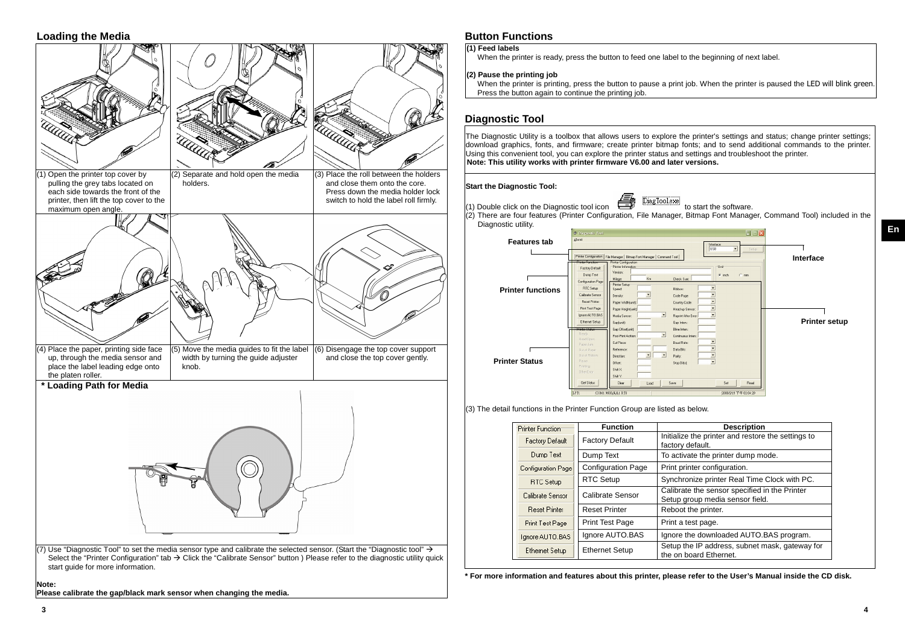## Loading the Media

(1) Open the printer top cover by pulling the grey tabs located on each side towards the front of the printer, then lift the top cover to the maximum open angle.

(2) Separate and hold open the media holders.

(3) Place the roll between the holders and close them onto the core. Press down the media holder lock switch to hold the label roll firmly.

(4) Place the paper, printing side face up, through the media sensor and place the label leading edge onto the platen roller.

(5) Move the media guides to fit the label width by turning the guide adjuster knob.

(6) Disengage the top cover support and close the top cover gently.

**\* Loading Path for Media**

(7) Use "Diagnostic Tool" to set the media sensor type and calibrate the selected sensor. (Start the "Diagnostic tool" → Select the "Printer Configuration" tab → Click the "Calibrate Sensor" button ) Please refer to the diagnostic utility quick start guide for more information.

**Note:**
**Please calibrate the gap/black mark sensor when changing the media.**

## Button Functions

**(1) Feed labels**

When the printer is ready, press the button to feed one label to the beginning of next label.

**(2) Pause the printing job**

When the printer is printing, press the button to pause a print job. When the printer is paused the LED will blink green. Press the button again to continue the printing job.

## Diagnostic Tool

The Diagnostic Utility is a toolbox that allows users to explore the printer's settings and status; change printer settings; download graphics, fonts, and firmware; create printer bitmap fonts; and to send additional commands to the printer. Using this convenient tool, you can explore the printer status and settings and troubleshoot the printer.
**Note: This utility works with printer firmware V6.00 and later versions.**

**Start the Diagnostic Tool:**

(1) Double click on the Diagnostic tool icon DiagTool.exe to start the software.
(2) There are four features (Printer Configuration, File Manager, Bitmap Font Manager, Command Tool) included in the Diagnostic utility.

Features tab
Interface
Printer functions
Printer setup
Printer Status

(3) The detail functions in the Printer Function Group are listed as below.

| Printer Function | Function | Description |
|---|---|---|
| Factory Default | Factory Default | Initialize the printer and restore the settings to factory default. |
| Dump Text | Dump Text | To activate the printer dump mode. |
| Configuration Page | Configuration Page | Print printer configuration. |
| RTC Setup | RTC Setup | Synchronize printer Real Time Clock with PC. |
| Calibrate Sensor | Calibrate Sensor | Calibrate the sensor specified in the Printer Setup group media sensor field. |
| Reset Printer | Reset Printer | Reboot the printer. |
| Print Test Page | Print Test Page | Print a test page. |
| Ignore AUTO.BAS | Ignore AUTO.BAS | Ignore the downloaded AUTO.BAS program. |
| Ethernet Setup | Ethernet Setup | Setup the IP address, subnet mask, gateway for the on board Ethernet. |

**\* For more information and features about this printer, please refer to the User's Manual inside the CD disk.**